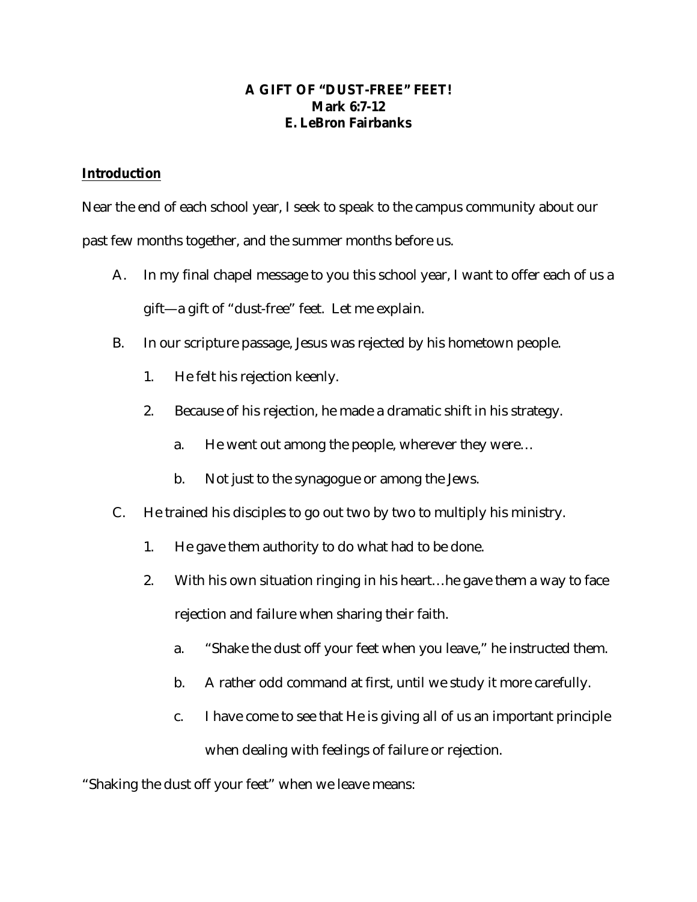**A GIFT OF "DUST-FREE" FEET!**
**Mark 6:7-12**
**E. LeBron Fairbanks**

## Introduction

Near the end of each school year, I seek to speak to the campus community about our past few months together, and the summer months before us.

A. In my final chapel message to you this school year, I want to offer each of us a gift—a gift of "dust-free" feet. Let me explain.

B. In our scripture passage, Jesus was rejected by his hometown people.

   1. He felt his rejection keenly.

   2. Because of his rejection, he made a dramatic shift in his strategy.

      a. He went out among the people, wherever they were…

      b. Not just to the synagogue or among the Jews.

C. He trained his disciples to go out two by two to multiply his ministry.

   1. He gave them authority to do what had to be done.

   2. With his own situation ringing in his heart…he gave them a way to face rejection and failure when sharing their faith.

      a. "Shake the dust off your feet when you leave," he instructed them.

      b. A rather odd command at first, until we study it more carefully.

      c. I have come to see that He is giving all of us an important principle when dealing with feelings of failure or rejection.

"Shaking the dust off your feet" when we leave means: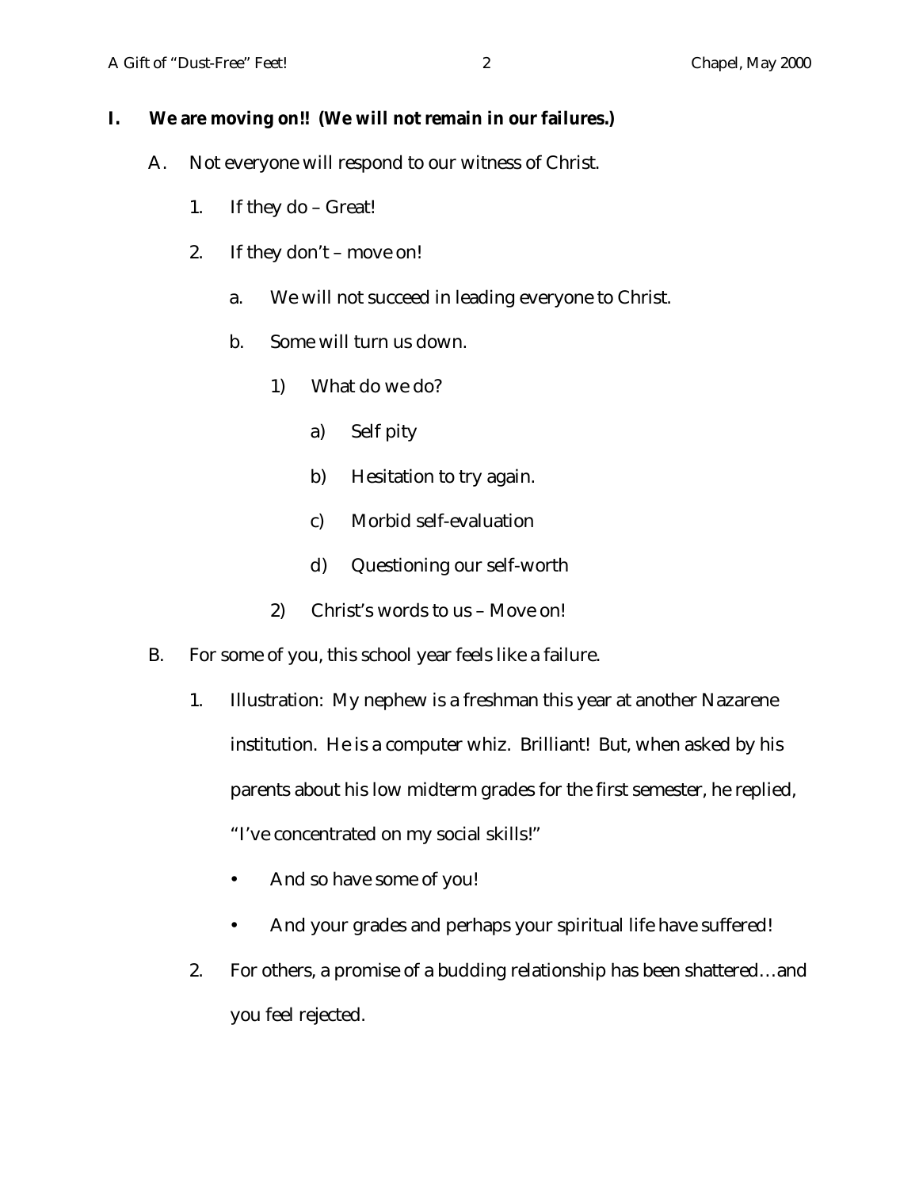**I. We are moving on!! (We will not remain in our failures.)**

A. Not everyone will respond to our witness of Christ.

1. If they do – Great!

2. If they don't – move on!

a. We will not succeed in leading everyone to Christ.

b. Some will turn us down.

1) What do we do?

a) Self pity

b) Hesitation to try again.

c) Morbid self-evaluation

d) Questioning our self-worth

2) Christ's words to us – Move on!

B. For some of you, this school year feels like a failure.

1. Illustration: My nephew is a freshman this year at another Nazarene institution. He is a computer whiz. Brilliant! But, when asked by his parents about his low midterm grades for the first semester, he replied, "I've concentrated on my social skills!"

- And so have some of you!
- And your grades and perhaps your spiritual life have suffered!

2. For others, a promise of a budding relationship has been shattered…and you feel rejected.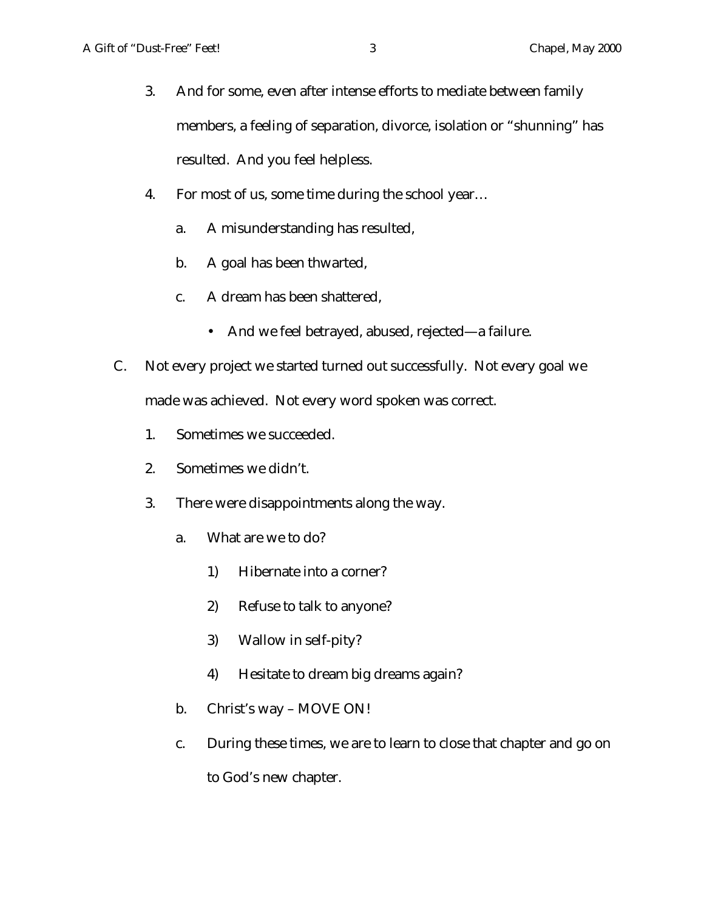3. And for some, even after intense efforts to mediate between family members, a feeling of separation, divorce, isolation or "shunning" has resulted. And you feel helpless.

4. For most of us, some time during the school year…

   a. A misunderstanding has resulted,

   b. A goal has been thwarted,

   c. A dream has been shattered,

      - And we feel betrayed, abused, rejected—a failure.

C. Not every project we started turned out successfully. Not every goal we made was achieved. Not every word spoken was correct.

   1. Sometimes we succeeded.

   2. Sometimes we didn't.

   3. There were disappointments along the way.

      a. What are we to do?

         1) Hibernate into a corner?

         2) Refuse to talk to anyone?

         3) Wallow in self-pity?

         4) Hesitate to dream big dreams again?

      b. Christ's way – MOVE ON!

      c. During these times, we are to learn to close that chapter and go on to God's new chapter.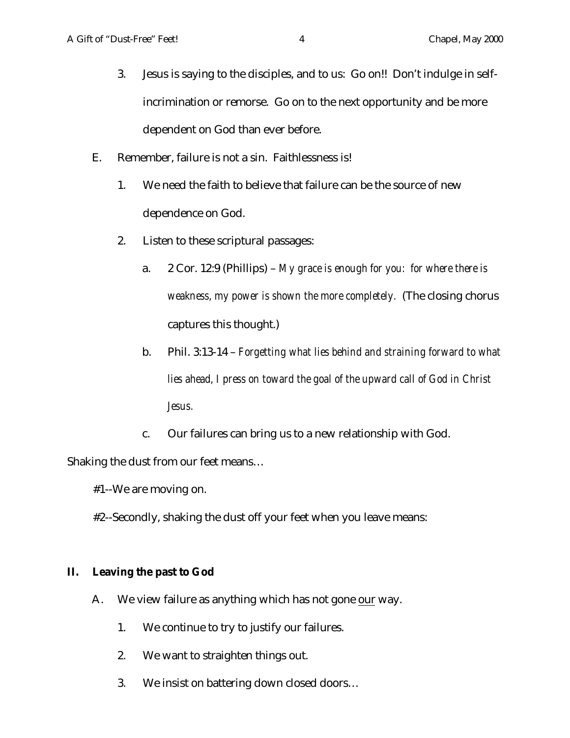3. Jesus is saying to the disciples, and to us: Go on!! Don't indulge in self-incrimination or remorse. Go on to the next opportunity and be more dependent on God than ever before.

E. Remember, failure is not a sin. Faithlessness is!

1. We need the faith to believe that failure can be the source of new dependence on God.

2. Listen to these scriptural passages:

a. 2 Cor. 12:9 (Phillips) – *My grace is enough for you: for where there is weakness, my power is shown the more completely.* (The closing chorus captures this thought.)

b. Phil. 3:13-14 – *Forgetting what lies behind and straining forward to what lies ahead, I press on toward the goal of the upward call of God in Christ Jesus.*

c. Our failures can bring us to a new relationship with God.

Shaking the dust from our feet means…

#1--We are moving on.

#2--Secondly, shaking the dust off your feet when you leave means:

## II. Leaving the past to God

A. We view failure as anything which has not gone our way.

1. We continue to try to justify our failures.

2. We want to straighten things out.

3. We insist on battering down closed doors…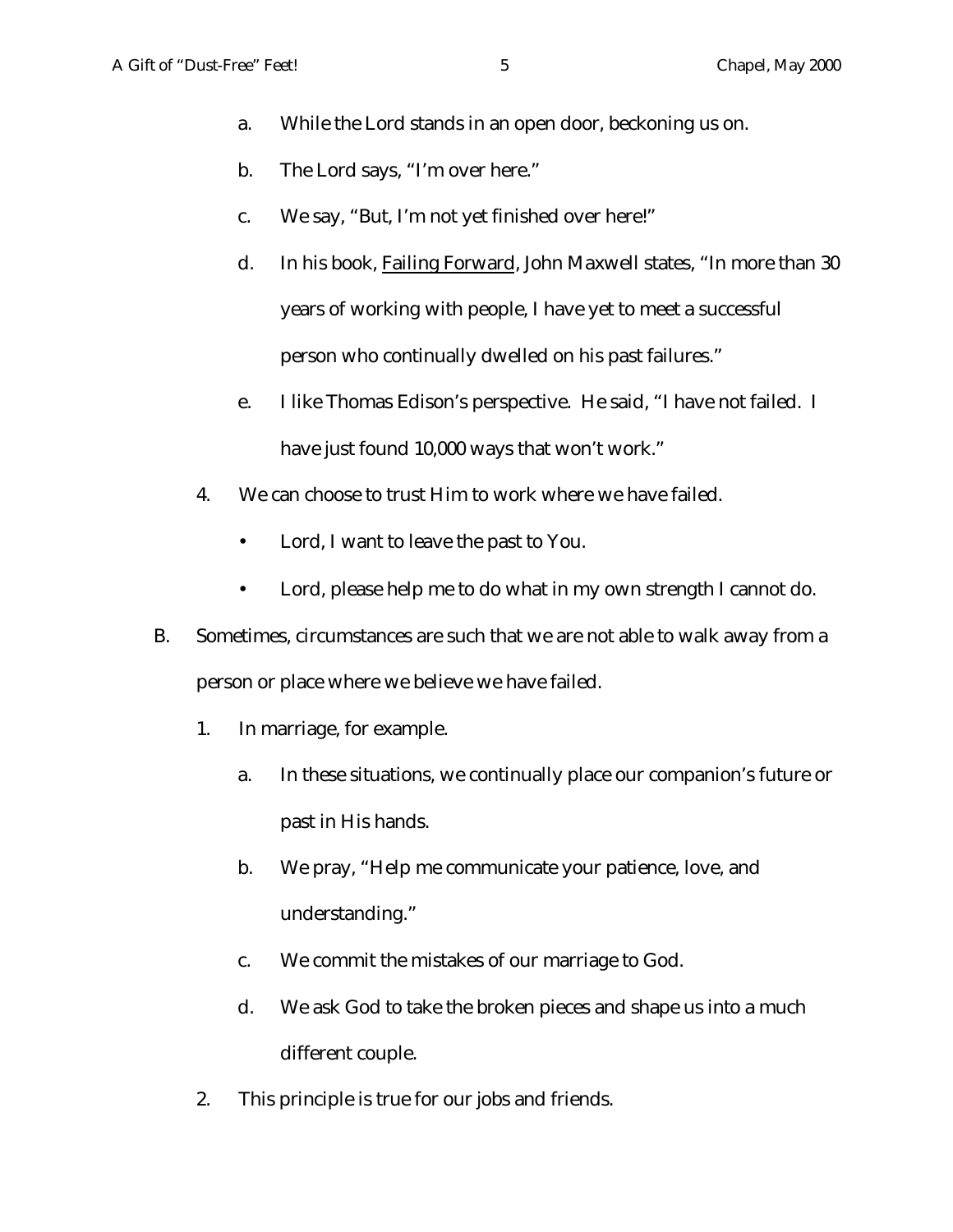a. While the Lord stands in an open door, beckoning us on.

b. The Lord says, "I'm over here."

c. We say, "But, I'm not yet finished over here!"

d. In his book, <u>Failing Forward</u>, John Maxwell states, "In more than 30 years of working with people, I have yet to meet a successful person who continually dwelled on his past failures."

e. I like Thomas Edison's perspective. He said, "I have not failed. I have just found 10,000 ways that won't work."

4. We can choose to trust Him to work where we have failed.
   - Lord, I want to leave the past to You.
   - Lord, please help me to do what in my own strength I cannot do.

B. Sometimes, circumstances are such that we are not able to walk away from a person or place where we believe we have failed.

1. In marriage, for example.

   a. In these situations, we continually place our companion's future or past in His hands.

   b. We pray, "Help me communicate your patience, love, and understanding."

   c. We commit the mistakes of our marriage to God.

   d. We ask God to take the broken pieces and shape us into a much different couple.

2. This principle is true for our jobs and friends.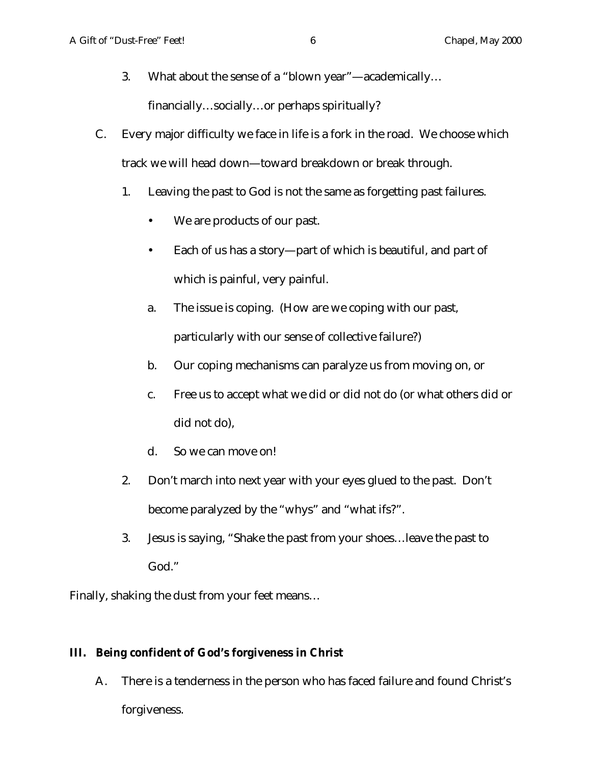3. What about the sense of a "blown year"—academically… financially…socially…or perhaps spiritually?

C. Every major difficulty we face in life is a fork in the road. We choose which track we will head down—toward breakdown or break through.

   1. Leaving the past to God is not the same as forgetting past failures.
      - We are products of our past.
      - Each of us has a story—part of which is beautiful, and part of which is painful, very painful.

      a. The issue is coping. (How are we coping with our past, particularly with our sense of collective failure?)

      b. Our coping mechanisms can paralyze us from moving on, or

      c. Free us to accept what we did or did not do (or what others did or did not do),

      d. So we can move on!

   2. Don't march into next year with your eyes glued to the past. Don't become paralyzed by the "whys" and "what ifs?".

   3. Jesus is saying, "Shake the past from your shoes…leave the past to God."

Finally, shaking the dust from your feet means…

**III. Being confident of God's forgiveness in Christ**

A. There is a tenderness in the person who has faced failure and found Christ's forgiveness.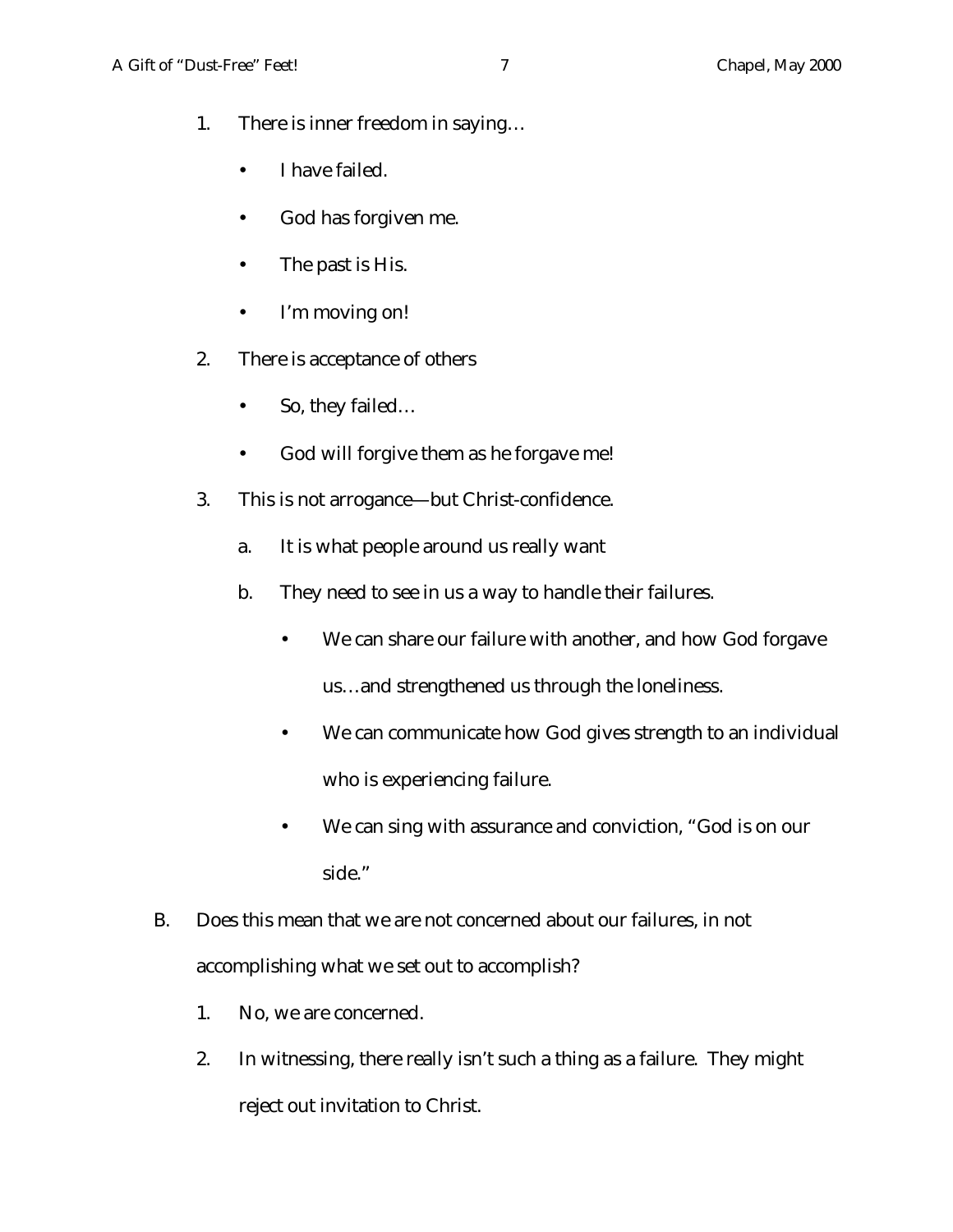1. There is inner freedom in saying…
    - I have failed.
    - God has forgiven me.
    - The past is His.
    - I'm moving on!
2. There is acceptance of others
    - So, they failed…
    - God will forgive them as he forgave me!
3. This is not arrogance—but Christ-confidence.
    a. It is what people around us really want
    b. They need to see in us a way to handle their failures.
        - We can share our failure with another, and how God forgave us…and strengthened us through the loneliness.
        - We can communicate how God gives strength to an individual who is experiencing failure.
        - We can sing with assurance and conviction, "God is on our side."

B. Does this mean that we are not concerned about our failures, in not accomplishing what we set out to accomplish?
1. No, we are concerned.
2. In witnessing, there really isn't such a thing as a failure. They might reject out invitation to Christ.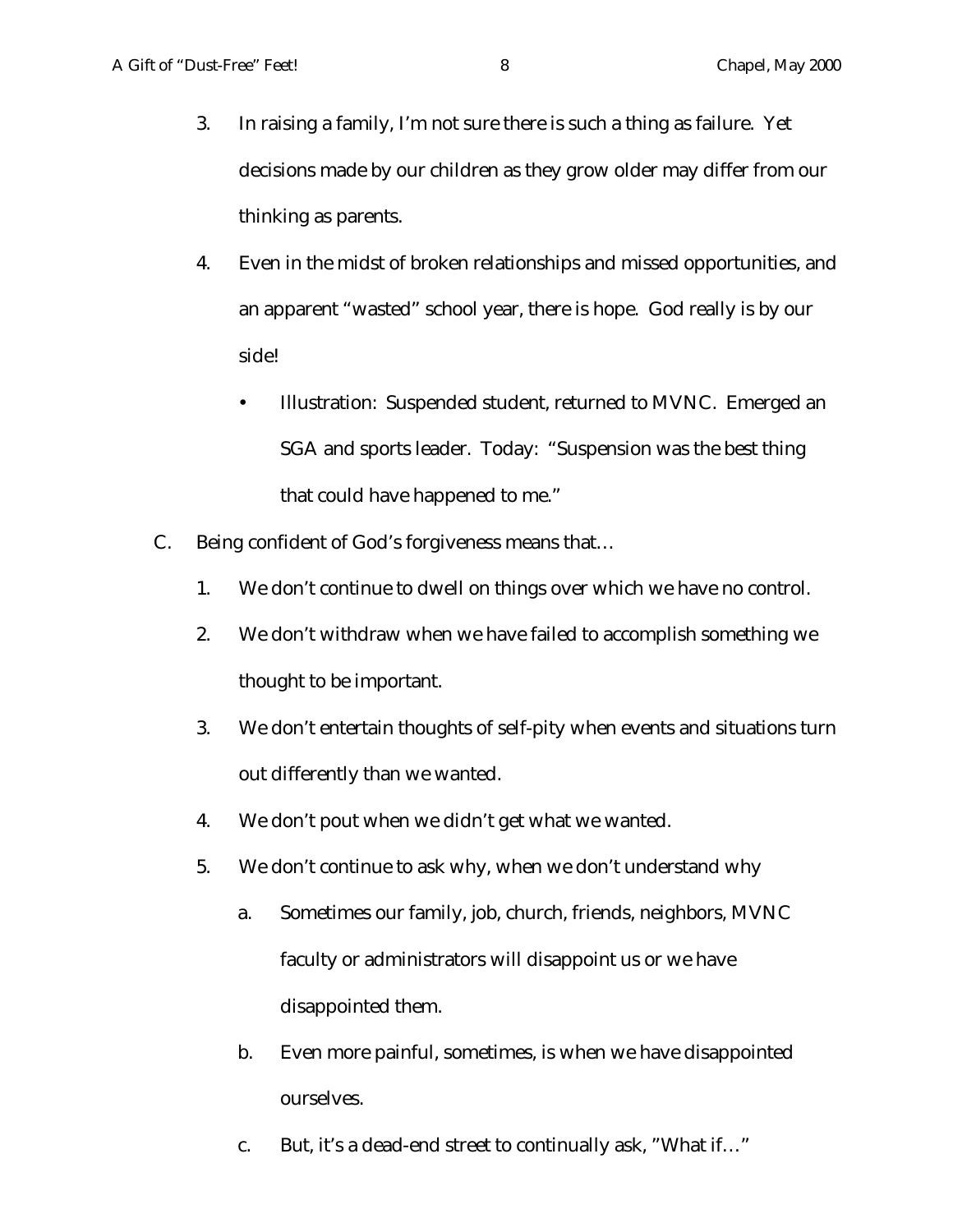3. In raising a family, I'm not sure there is such a thing as failure. Yet decisions made by our children as they grow older may differ from our thinking as parents.

4. Even in the midst of broken relationships and missed opportunities, and an apparent "wasted" school year, there is hope. God really is by our side!

   - Illustration: Suspended student, returned to MVNC. Emerged an SGA and sports leader. Today: "Suspension was the best thing that could have happened to me."

C. Being confident of God's forgiveness means that…

   1. We don't continue to dwell on things over which we have no control.

   2. We don't withdraw when we have failed to accomplish something we thought to be important.

   3. We don't entertain thoughts of self-pity when events and situations turn out differently than we wanted.

   4. We don't pout when we didn't get what we wanted.

   5. We don't continue to ask why, when we don't understand why

      a. Sometimes our family, job, church, friends, neighbors, MVNC faculty or administrators will disappoint us or we have disappointed them.

      b. Even more painful, sometimes, is when we have disappointed ourselves.

      c. But, it's a dead-end street to continually ask, "What if…"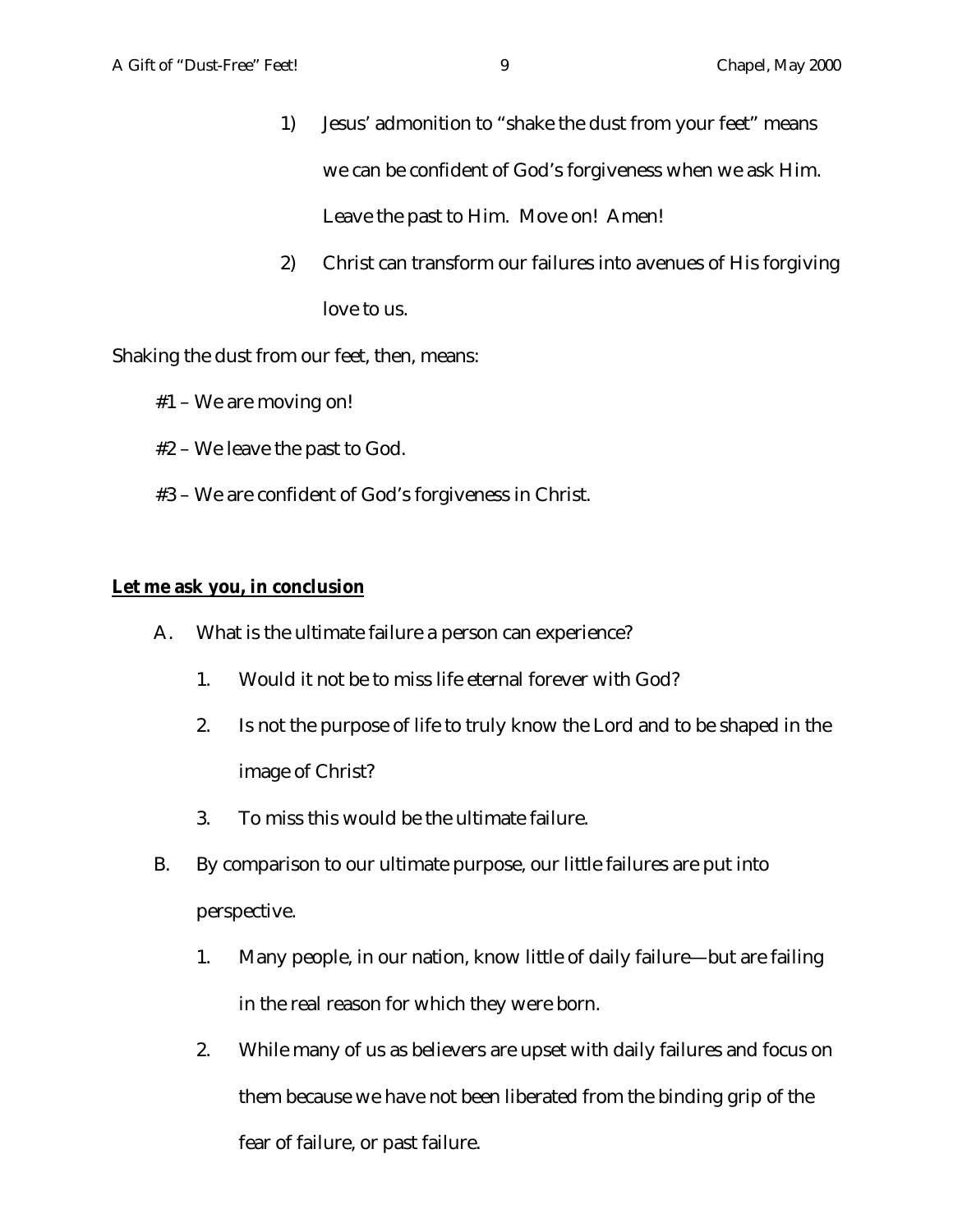1) Jesus' admonition to "shake the dust from your feet" means we can be confident of God's forgiveness when we ask Him. Leave the past to Him. Move on! Amen!

2) Christ can transform our failures into avenues of His forgiving love to us.

Shaking the dust from our feet, then, means:

#1 – We are moving on!

#2 – We leave the past to God.

#3 – We are confident of God's forgiveness in Christ.

**Let me ask you, in conclusion**

A. What is the ultimate failure a person can experience?

   1. Would it not be to miss life eternal forever with God?

   2. Is not the purpose of life to truly know the Lord and to be shaped in the image of Christ?

   3. To miss this would be the ultimate failure.

B. By comparison to our ultimate purpose, our little failures are put into perspective.

   1. Many people, in our nation, know little of daily failure—but are failing in the real reason for which they were born.

   2. While many of us as believers are upset with daily failures and focus on them because we have not been liberated from the binding grip of the fear of failure, or past failure.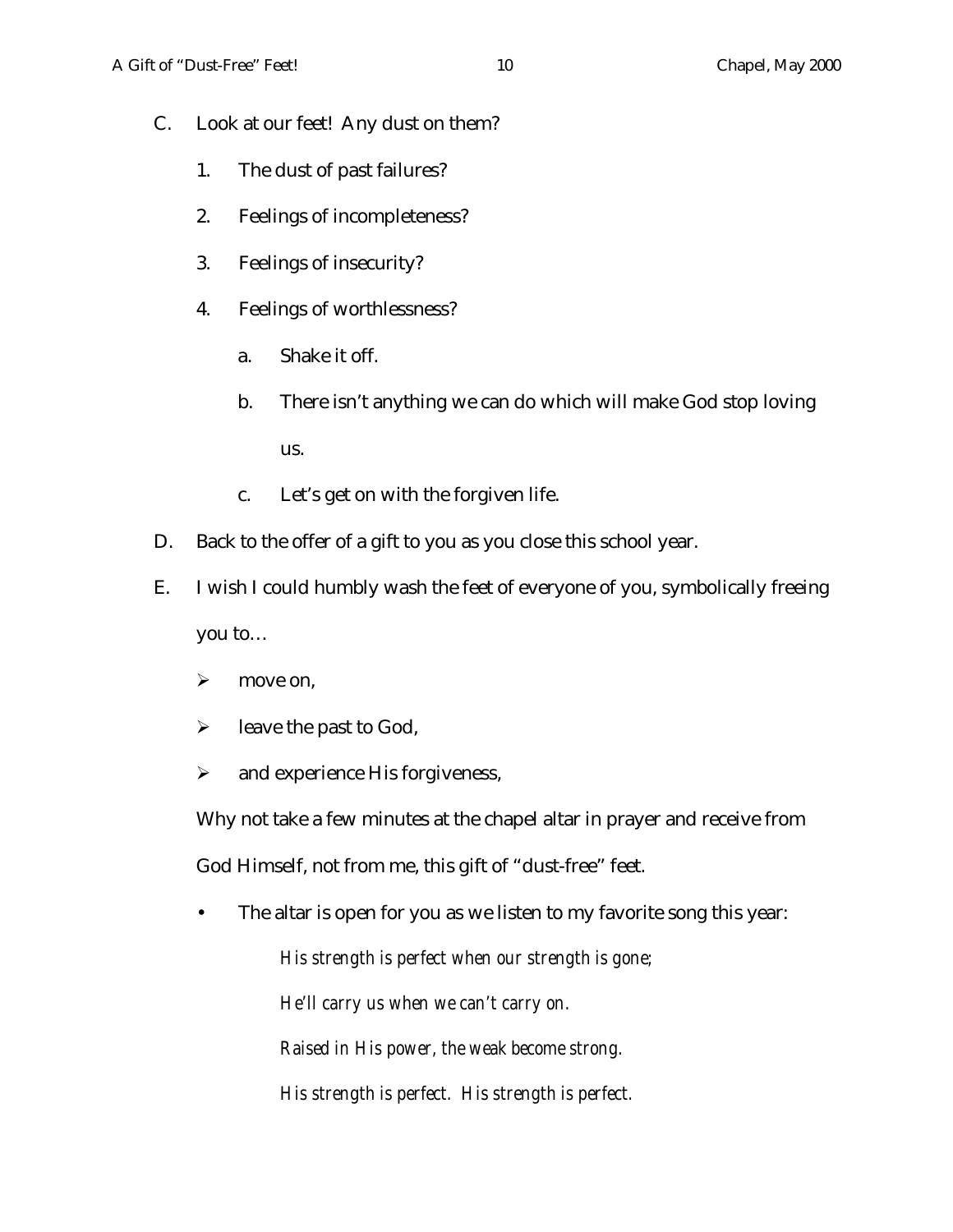C. Look at our feet! Any dust on them?

   1. The dust of past failures?

   2. Feelings of incompleteness?

   3. Feelings of insecurity?

   4. Feelings of worthlessness?

      a. Shake it off.

      b. There isn't anything we can do which will make God stop loving us.

      c. Let's get on with the forgiven life.

D. Back to the offer of a gift to you as you close this school year.

E. I wish I could humbly wash the feet of everyone of you, symbolically freeing you to…

   - move on,
   - leave the past to God,
   - and experience His forgiveness,

   Why not take a few minutes at the chapel altar in prayer and receive from God Himself, not from me, this gift of "dust-free" feet.

   - The altar is open for you as we listen to my favorite song this year:

     *His strength is perfect when our strength is gone;*

     *He'll carry us when we can't carry on.*

     *Raised in His power, the weak become strong.*

     *His strength is perfect. His strength is perfect.*